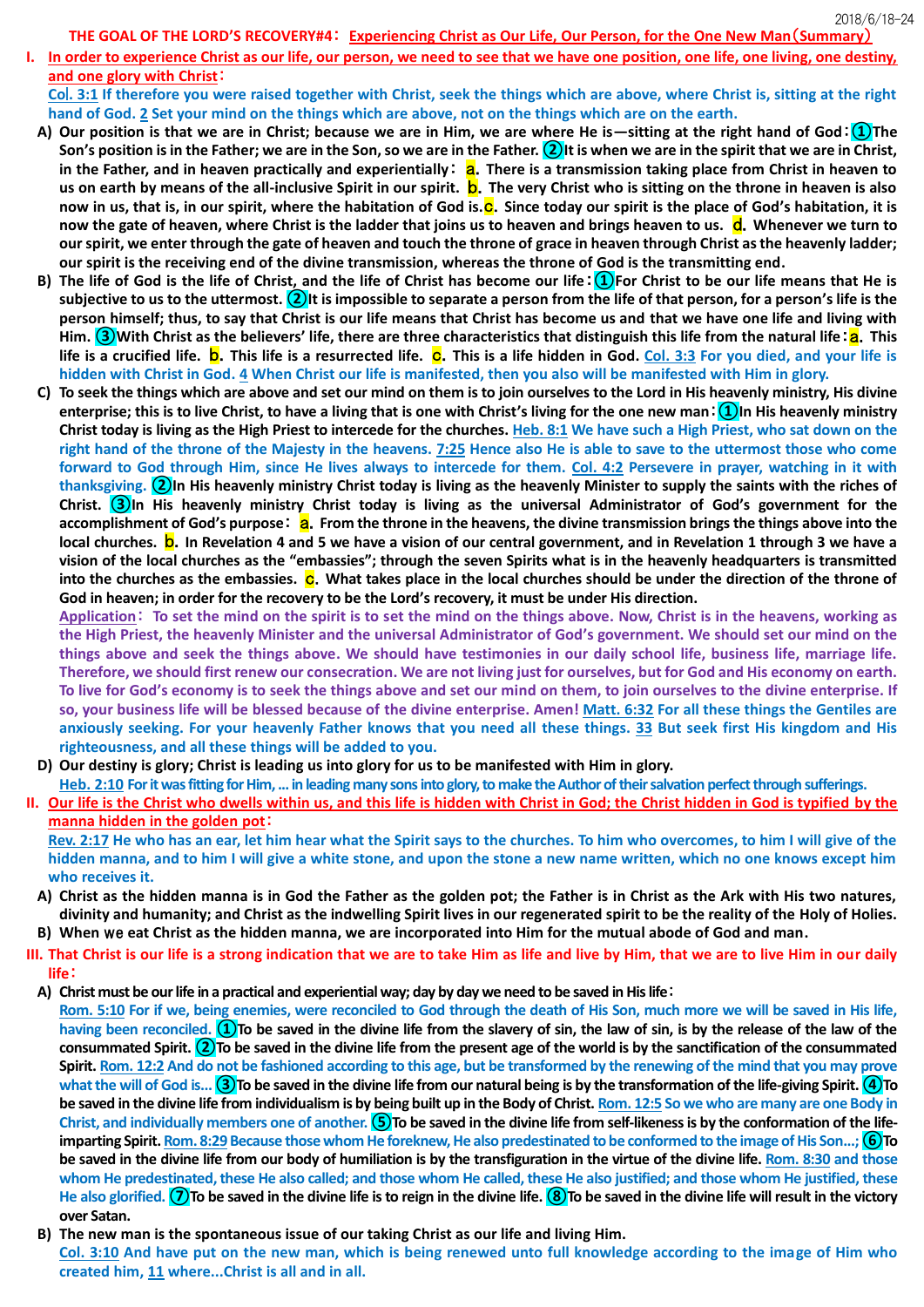2018/6/18-24

# THE GOAL OF THE LORD'S RECOVERY#4：Experiencing Christ as Our Life, Our Person, for the One New Man（Summary）

**I. In order to experience Christ as our life, our person, we need to see that we have one position, one life, one living, one destiny, and one glory with Christ：**

**Col. 3:1 If therefore you were raised together with Christ, seek the things which are above, where Christ is, sitting at the right hand of God. 2 Set your mind on the things which are above, not on the things which are on the earth.**

**A) Our position is that we are in Christ; because we are in Him, we are where He is—sitting at the right hand of God：①The Son's position is in the Father; we are in the Son, so we are in the Father. ②It is when we are in the spirit that we are in Christ, in the Father, and in heaven practically and experientially： a. There is a transmission taking place from Christ in heaven to us on earth by means of the all-inclusive Spirit in our spirit. b. The very Christ who is sitting on the throne in heaven is also now in us, that is, in our spirit, where the habitation of God is. c. Since today our spirit is the place of God's habitation, it is now the gate of heaven, where Christ is the ladder that joins us to heaven and brings heaven to us. d. Whenever we turn to our spirit, we enter through the gate of heaven and touch the throne of grace in heaven through Christ as the heavenly ladder; our spirit is the receiving end of the divine transmission, whereas the throne of God is the transmitting end.**

**B) The life of God is the life of Christ, and the life of Christ has become our life：①For Christ to be our life means that He is subjective to us to the uttermost. ②It is impossible to separate a person from the life of that person, for a person's life is the person himself; thus, to say that Christ is our life means that Christ has become us and that we have one life and living with Him. ③With Christ as the believers' life, there are three characteristics that distinguish this life from the natural life：a. This life is a crucified life. b. This life is a resurrected life. c. This is a life hidden in God. Col. 3:3 For you died, and your life is hidden with Christ in God. 4 When Christ our life is manifested, then you also will be manifested with Him in glory.**

**C) To seek the things which are above and set our mind on them is to join ourselves to the Lord in His heavenly ministry, His divine enterprise; this is to live Christ, to have a living that is one with Christ's living for the one new man：①In His heavenly ministry Christ today is living as the High Priest to intercede for the churches. Heb. 8:1 We have such a High Priest, who sat down on the right hand of the throne of the Majesty in the heavens. 7:25 Hence also He is able to save to the uttermost those who come forward to God through Him, since He lives always to intercede for them. Col. 4:2 Persevere in prayer, watching in it with thanksgiving. ②In His heavenly ministry Christ today is living as the heavenly Minister to supply the saints with the riches of Christ. ③In His heavenly ministry Christ today is living as the universal Administrator of God's government for the accomplishment of God's purpose： a. From the throne in the heavens, the divine transmission brings the things above into the local churches. b. In Revelation 4 and 5 we have a vision of our central government, and in Revelation 1 through 3 we have a vision of the local churches as the "embassies"; through the seven Spirits what is in the heavenly headquarters is transmitted into the churches as the embassies. c. What takes place in the local churches should be under the direction of the throne of God in heaven; in order for the recovery to be the Lord's recovery, it must be under His direction.**

**Application： To set the mind on the spirit is to set the mind on the things above. Now, Christ is in the heavens, working as the High Priest, the heavenly Minister and the universal Administrator of God's government. We should set our mind on the things above and seek the things above. We should have testimonies in our daily school life, business life, marriage life. Therefore, we should first renew our consecration. We are not living just for ourselves, but for God and His economy on earth. To live for God's economy is to seek the things above and set our mind on them, to join ourselves to the divine enterprise. If so, your business life will be blessed because of the divine enterprise. Amen! Matt. 6:32 For all these things the Gentiles are anxiously seeking. For your heavenly Father knows that you need all these things. 33 But seek first His kingdom and His righteousness, and all these things will be added to you.**

**D) Our destiny is glory; Christ is leading us into glory for us to be manifested with Him in glory.**

**Heb. 2:10 For it was fitting for Him, ... in leading many sons into glory, to make the Author of their salvation perfect through sufferings.**

**II. Our life is the Christ who dwells within us, and this life is hidden with Christ in God; the Christ hidden in God is typified by the manna hidden in the golden pot：**

**Rev. 2:17 He who has an ear, let him hear what the Spirit says to the churches. To him who overcomes, to him I will give of the hidden manna, and to him I will give a white stone, and upon the stone a new name written, which no one knows except him who receives it.**

**A) Christ as the hidden manna is in God the Father as the golden pot; the Father is in Christ as the Ark with His two natures, divinity and humanity; and Christ as the indwelling Spirit lives in our regenerated spirit to be the reality of the Holy of Holies.**

**B) When we eat Christ as the hidden manna, we are incorporated into Him for the mutual abode of God and man.**

**III. That Christ is our life is a strong indication that we are to take Him as life and live by Him, that we are to live Him in our daily life：**

**A) Christ must be our life in a practical and experiential way; day by day we need to be saved in His life：**

**Rom. 5:10 For if we, being enemies, were reconciled to God through the death of His Son, much more we will be saved in His life, having been reconciled. ①To be saved in the divine life from the slavery of sin, the law of sin, is by the release of the law of the consummated Spirit. ②To be saved in the divine life from the present age of the world is by the sanctification of the consummated Spirit. Rom. 12:2 And do not be fashioned according to this age, but be transformed by the renewing of the mind that you may prove what the will of God is... ③To be saved in the divine life from our natural being is by the transformation of the life-giving Spirit. ④To be saved in the divine life from individualism is by being built up in the Body of Christ. Rom. 12:5 So we who are many are one Body in Christ, and individually members one of another. ⑤To be saved in the divine life from self-likeness is by the conformation of the life-imparting Spirit. Rom. 8:29 Because those whom He foreknew, He also predestinated to be conformed to the image of His Son...; ⑥To be saved in the divine life from our body of humiliation is by the transfiguration in the virtue of the divine life. Rom. 8:30 and those whom He predestinated, these He also called; and those whom He called, these He also justified; and those whom He justified, these He also glorified. ⑦To be saved in the divine life is to reign in the divine life. ⑧To be saved in the divine life will result in the victory over Satan.**

**B) The new man is the spontaneous issue of our taking Christ as our life and living Him.**

**Col. 3:10 And have put on the new man, which is being renewed unto full knowledge according to the image of Him who created him, 11 where...Christ is all and in all.**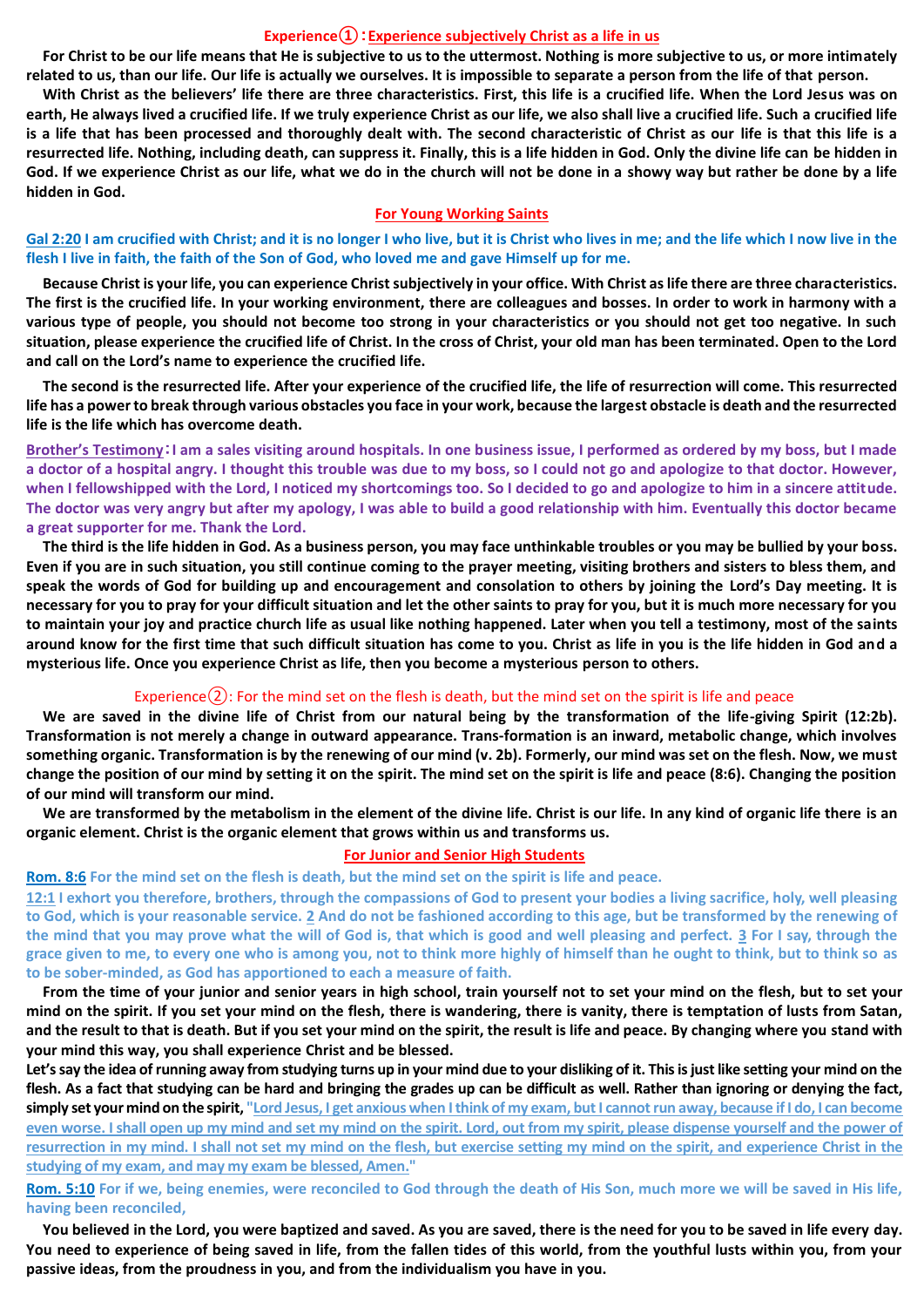## Experience①：Experience subjectively Christ as a life in us

**For Christ to be our life means that He is subjective to us to the uttermost. Nothing is more subjective to us, or more intimately related to us, than our life. Our life is actually we ourselves. It is impossible to separate a person from the life of that person.**

**With Christ as the believers' life there are three characteristics. First, this life is a crucified life. When the Lord Jesus was on earth, He always lived a crucified life. If we truly experience Christ as our life, we also shall live a crucified life. Such a crucified life is a life that has been processed and thoroughly dealt with. The second characteristic of Christ as our life is that this life is a resurrected life. Nothing, including death, can suppress it. Finally, this is a life hidden in God. Only the divine life can be hidden in God. If we experience Christ as our life, what we do in the church will not be done in a showy way but rather be done by a life hidden in God.**

### For Young Working Saints

**Gal 2:20 I am crucified with Christ; and it is no longer I who live, but it is Christ who lives in me; and the life which I now live in the flesh I live in faith, the faith of the Son of God, who loved me and gave Himself up for me.**

**Because Christ is your life, you can experience Christ subjectively in your office. With Christ as life there are three characteristics. The first is the crucified life. In your working environment, there are colleagues and bosses. In order to work in harmony with a various type of people, you should not become too strong in your characteristics or you should not get too negative. In such situation, please experience the crucified life of Christ. In the cross of Christ, your old man has been terminated. Open to the Lord and call on the Lord's name to experience the crucified life.**

**The second is the resurrected life. After your experience of the crucified life, the life of resurrection will come. This resurrected life has a power to break through various obstacles you face in your work, because the largest obstacle is death and the resurrected life is the life which has overcome death.**

**Brother's Testimony：I am a sales visiting around hospitals. In one business issue, I performed as ordered by my boss, but I made a doctor of a hospital angry. I thought this trouble was due to my boss, so I could not go and apologize to that doctor. However, when I fellowshipped with the Lord, I noticed my shortcomings too. So I decided to go and apologize to him in a sincere attitude. The doctor was very angry but after my apology, I was able to build a good relationship with him. Eventually this doctor became a great supporter for me. Thank the Lord.**

**The third is the life hidden in God. As a business person, you may face unthinkable troubles or you may be bullied by your boss. Even if you are in such situation, you still continue coming to the prayer meeting, visiting brothers and sisters to bless them, and speak the words of God for building up and encouragement and consolation to others by joining the Lord's Day meeting. It is necessary for you to pray for your difficult situation and let the other saints to pray for you, but it is much more necessary for you to maintain your joy and practice church life as usual like nothing happened. Later when you tell a testimony, most of the saints around know for the first time that such difficult situation has come to you. Christ as life in you is the life hidden in God and a mysterious life. Once you experience Christ as life, then you become a mysterious person to others.**

## Experience②: For the mind set on the flesh is death, but the mind set on the spirit is life and peace

**We are saved in the divine life of Christ from our natural being by the transformation of the life-giving Spirit (12:2b). Transformation is not merely a change in outward appearance. Trans-formation is an inward, metabolic change, which involves something organic. Transformation is by the renewing of our mind (v. 2b). Formerly, our mind was set on the flesh. Now, we must change the position of our mind by setting it on the spirit. The mind set on the spirit is life and peace (8:6). Changing the position of our mind will transform our mind.**

**We are transformed by the metabolism in the element of the divine life. Christ is our life. In any kind of organic life there is an organic element. Christ is the organic element that grows within us and transforms us.**

### For Junior and Senior High Students

**Rom. 8:6 For the mind set on the flesh is death, but the mind set on the spirit is life and peace.**

**12:1 I exhort you therefore, brothers, through the compassions of God to present your bodies a living sacrifice, holy, well pleasing to God, which is your reasonable service. 2 And do not be fashioned according to this age, but be transformed by the renewing of the mind that you may prove what the will of God is, that which is good and well pleasing and perfect. 3 For I say, through the grace given to me, to every one who is among you, not to think more highly of himself than he ought to think, but to think so as to be sober-minded, as God has apportioned to each a measure of faith.**

**From the time of your junior and senior years in high school, train yourself not to set your mind on the flesh, but to set your mind on the spirit. If you set your mind on the flesh, there is wandering, there is vanity, there is temptation of lusts from Satan, and the result to that is death. But if you set your mind on the spirit, the result is life and peace. By changing where you stand with your mind this way, you shall experience Christ and be blessed.**

**Let's say the idea of running away from studying turns up in your mind due to your disliking of it. This is just like setting your mind on the flesh. As a fact that studying can be hard and bringing the grades up can be difficult as well. Rather than ignoring or denying the fact, simply set your mind on the spirit, "Lord Jesus, I get anxious when I think of my exam, but I cannot run away, because if I do, I can become even worse. I shall open up my mind and set my mind on the spirit. Lord, out from my spirit, please dispense yourself and the power of resurrection in my mind. I shall not set my mind on the flesh, but exercise setting my mind on the spirit, and experience Christ in the studying of my exam, and may my exam be blessed, Amen."**

**Rom. 5:10 For if we, being enemies, were reconciled to God through the death of His Son, much more we will be saved in His life, having been reconciled,**

**You believed in the Lord, you were baptized and saved. As you are saved, there is the need for you to be saved in life every day. You need to experience of being saved in life, from the fallen tides of this world, from the youthful lusts within you, from your passive ideas, from the proudness in you, and from the individualism you have in you.**